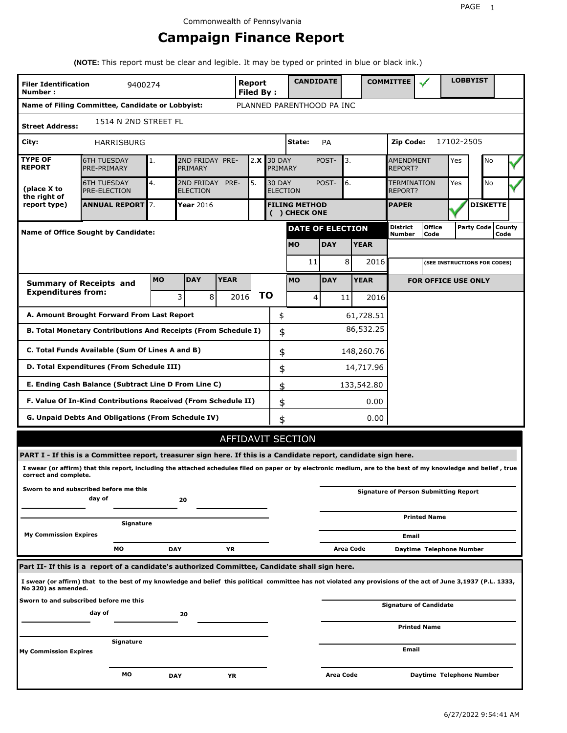Commonwealth of Pennsylvania

# Campaign Finance Report

**(NOTE:** This report must be clear and legible. It may be typed or printed in blue or black ink.)

| | | | | | |
|---|---|---|---|---|---|
| **Filer Identification Number :** 9400274 | **Report Filed By :** | **CANDIDATE** | | **COMMITTEE** ✓ | **LOBBYIST** |

**Name of Filing Committee, Candidate or Lobbyist:** PLANNED PARENTHOOD PA INC

**Street Address:** 1514 N 2ND STREET FL

**City:** HARRISBURG **State:** PA **Zip Code:** 17102-2505

| **TYPE OF REPORT** | | | | | | | | | | |
|---|---|---|---|---|---|---|---|---|---|---|
| | 6TH TUESDAY PRE-PRIMARY | 1. | 2ND FRIDAY PRE-PRIMARY | 2. X | 30 DAY POST-PRIMARY | 3. | AMENDMENT REPORT? | Yes | No | ✓ |
| **(place X to the right of report type)** | 6TH TUESDAY PRE-ELECTION | 4. | 2ND FRIDAY PRE-ELECTION | 5. | 30 DAY POST-ELECTION | 6. | TERMINATION REPORT? | Yes | No | ✓ |
| | **ANNUAL REPORT** | 7. | **Year** 2016 | | **FILING METHOD ( ) CHECK ONE** | | **PAPER** | ✓ | **DISKETTE** | |

**Name of Office Sought by Candidate:**

| **DATE OF ELECTION** | | |
|---|---|---|
| **MO** | **DAY** | **YEAR** |
| 11 | 8 | 2016 |

| District Number | Office Code | Party Code | County Code |
|---|---|---|---|
| | | | |

(SEE INSTRUCTIONS FOR CODES)

| **Summary of Receipts and Expenditures from:** | **MO** | **DAY** | **YEAR** | | **MO** | **DAY** | **YEAR** |
|---|---|---|---|---|---|---|---|
| | 3 | 8 | 2016 | **TO** | 4 | 11 | 2016 |

**FOR OFFICE USE ONLY**

| | | |
|---|---|---|
| **A. Amount Brought Forward From Last Report** | $ | 61,728.51 |
| **B. Total Monetary Contributions And Receipts (From Schedule I)** | $ | 86,532.25 |
| **C. Total Funds Available (Sum Of Lines A and B)** | $ | 148,260.76 |
| **D. Total Expenditures (From Schedule III)** | $ | 14,717.96 |
| **E. Ending Cash Balance (Subtract Line D From Line C)** | $ | 133,542.80 |
| **F. Value Of In-Kind Contributions Received (From Schedule II)** | $ | 0.00 |
| **G. Unpaid Debts And Obligations (From Schedule IV)** | $ | 0.00 |

## AFFIDAVIT SECTION

**PART I - If this is a Committee report, treasurer sign here. If this is a Candidate report, candidate sign here.**

**I swear (or affirm) that this report, including the attached schedules filed on paper or by electronic medium, are to the best of my knowledge and belief , true correct and complete.**

**Sworn to and subscribed before me this** ______ **day of** ______ **20** ______

______ **Signature**

**My Commission Expires** ______ **MO** ______ **DAY** ______ **YR**

______ **Signature of Person Submitting Report**

______ **Printed Name**

______ **Email**

**Area Code** ______ **Daytime Telephone Number**

**Part II- If this is a report of a candidate's authorized Committee, Candidate shall sign here.**

**I swear (or affirm) that to the best of my knowledge and belief this political committee has not violated any provisions of the act of June 3,1937 (P.L. 1333, No 320) as amended.**

**Sworn to and subscribed before me this** ______ **day of** ______ **20** ______

______ **Signature**

**My Commission Expires** ______ **MO** ______ **DAY** ______ **YR**

______ **Signature of Candidate**

______ **Printed Name**

______ **Email**

**Area Code** ______ **Daytime Telephone Number**

6/27/2022 9:54:41 AM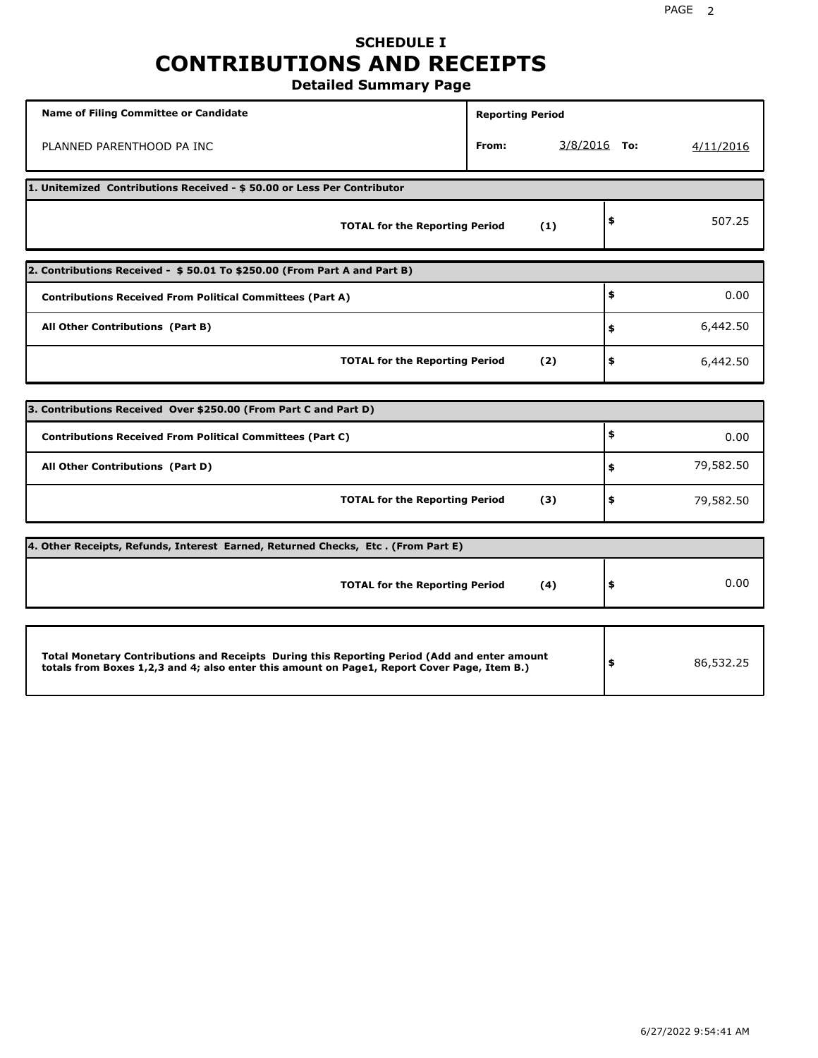# SCHEDULE I
# CONTRIBUTIONS AND RECEIPTS
## Detailed Summary Page

| Name of Filing Committee or Candidate | Reporting Period |
|---|---|
| PLANNED PARENTHOOD PA INC | From: 3/8/2016 To: 4/11/2016 |

| 1. Unitemized Contributions Received - $ 50.00 or Less Per Contributor | | |
|---|---|---|
| TOTAL for the Reporting Period | (1) | $ 507.25 |

| 2. Contributions Received - $ 50.01 To $250.00 (From Part A and Part B) | | |
|---|---|---|
| Contributions Received From Political Committees (Part A) | | $ 0.00 |
| All Other Contributions (Part B) | | $ 6,442.50 |
| TOTAL for the Reporting Period | (2) | $ 6,442.50 |

| 3. Contributions Received Over $250.00 (From Part C and Part D) | | |
|---|---|---|
| Contributions Received From Political Committees (Part C) | | $ 0.00 |
| All Other Contributions (Part D) | | $ 79,582.50 |
| TOTAL for the Reporting Period | (3) | $ 79,582.50 |

| 4. Other Receipts, Refunds, Interest Earned, Returned Checks, Etc . (From Part E) | | |
|---|---|---|
| TOTAL for the Reporting Period | (4) | $ 0.00 |

| Total Monetary Contributions and Receipts During this Reporting Period (Add and enter amount totals from Boxes 1,2,3 and 4; also enter this amount on Page1, Report Cover Page, Item B.) | $ 86,532.25 |
|---|---|

6/27/2022 9:54:41 AM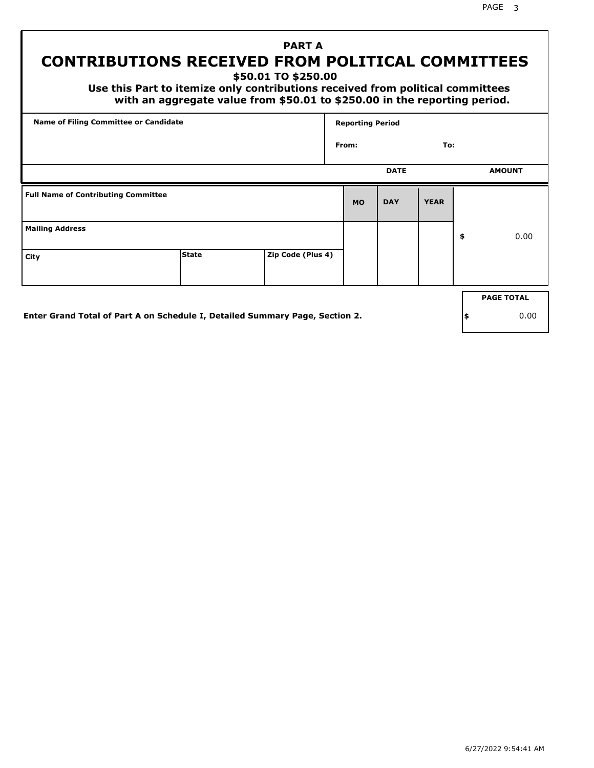# PART A
# CONTRIBUTIONS RECEIVED FROM POLITICAL COMMITTEES
### $50.01 TO $250.00

**Use this Part to itemize only contributions received from political committees with an aggregate value from $50.01 to $250.00 in the reporting period.**

| Name of Filing Committee or Candidate | Reporting Period |
|---|---|
| | From: To: |

| Full Name of Contributing Committee | | | DATE MO | DAY | YEAR | AMOUNT |
|---|---|---|---|---|---|---|
| Mailing Address | | | | | | $ 0.00 |
| City | State | Zip Code (Plus 4) | | | | |

**Enter Grand Total of Part A on Schedule I, Detailed Summary Page, Section 2.**

| PAGE TOTAL |
|---|
| $ 0.00 |

6/27/2022 9:54:41 AM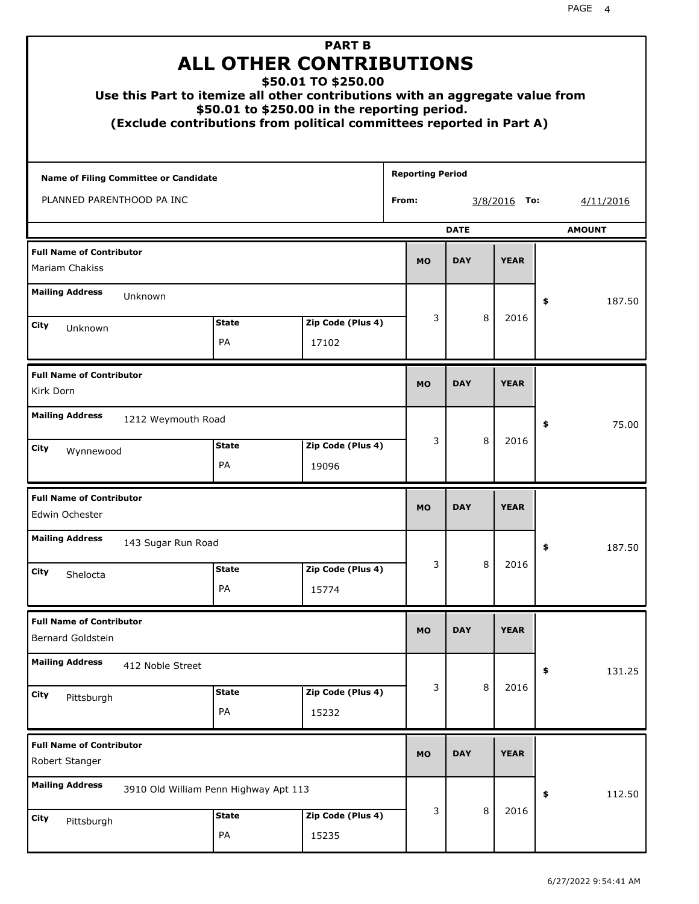# PART B
# ALL OTHER CONTRIBUTIONS
## $50.01 TO $250.00
### Use this Part to itemize all other contributions with an aggregate value from $50.01 to $250.00 in the reporting period.
### (Exclude contributions from political committees reported in Part A)

**Name of Filing Committee or Candidate**
PLANNED PARENTHOOD PA INC

**Reporting Period**
From: 3/8/2016 To: 4/11/2016

| Full Name of Contributor | Mailing Address | City | State | Zip Code (Plus 4) | MO | DAY | YEAR | AMOUNT |
|---|---|---|---|---|---|---|---|---|
| Mariam Chakiss | Unknown | Unknown | PA | 17102 | 3 | 8 | 2016 | $ 187.50 |
| Kirk Dorn | 1212 Weymouth Road | Wynnewood | PA | 19096 | 3 | 8 | 2016 | $ 75.00 |
| Edwin Ochester | 143 Sugar Run Road | Shelocta | PA | 15774 | 3 | 8 | 2016 | $ 187.50 |
| Bernard Goldstein | 412 Noble Street | Pittsburgh | PA | 15232 | 3 | 8 | 2016 | $ 131.25 |
| Robert Stanger | 3910 Old William Penn Highway Apt 113 | Pittsburgh | PA | 15235 | 3 | 8 | 2016 | $ 112.50 |

6/27/2022 9:54:41 AM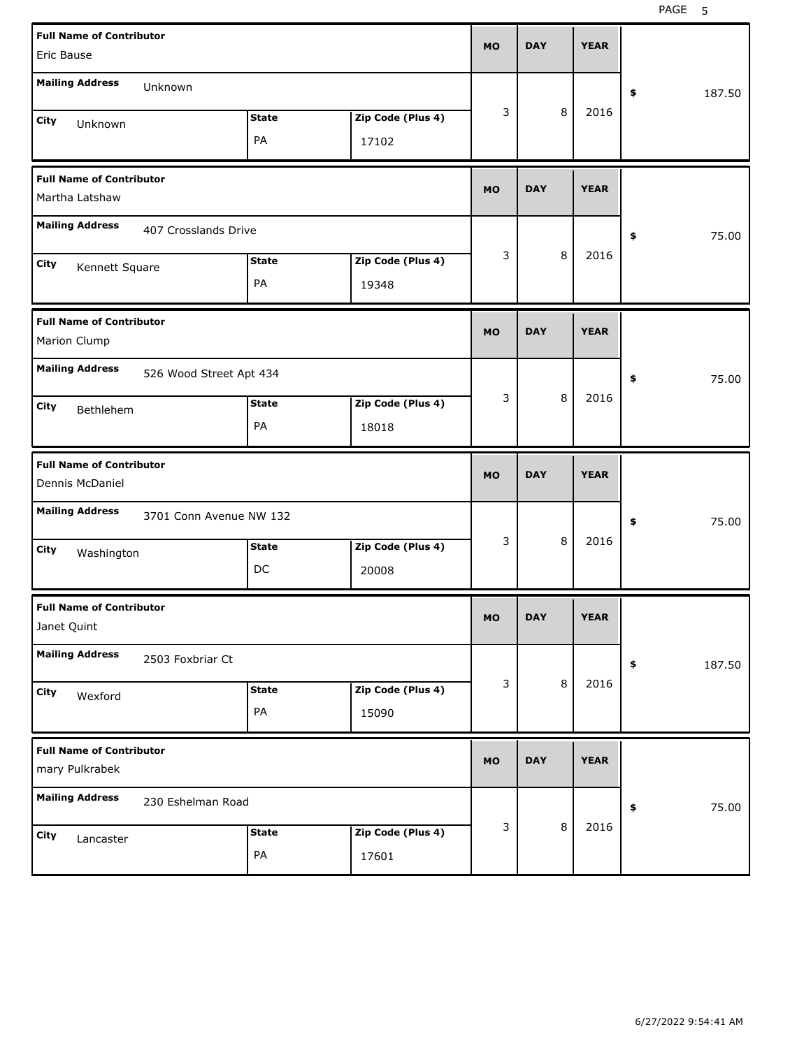| Full Name of Contributor | Mailing Address | City | State | Zip Code (Plus 4) | MO | DAY | YEAR | $ |
|---|---|---|---|---|---|---|---|---|
| Eric Bause | Unknown | Unknown | PA | 17102 | 3 | 8 | 2016 | 187.50 |
| Martha Latshaw | 407 Crosslands Drive | Kennett Square | PA | 19348 | 3 | 8 | 2016 | 75.00 |
| Marion Clump | 526 Wood Street Apt 434 | Bethlehem | PA | 18018 | 3 | 8 | 2016 | 75.00 |
| Dennis McDaniel | 3701 Conn Avenue NW 132 | Washington | DC | 20008 | 3 | 8 | 2016 | 75.00 |
| Janet Quint | 2503 Foxbriar Ct | Wexford | PA | 15090 | 3 | 8 | 2016 | 187.50 |
| mary Pulkrabek | 230 Eshelman Road | Lancaster | PA | 17601 | 3 | 8 | 2016 | 75.00 |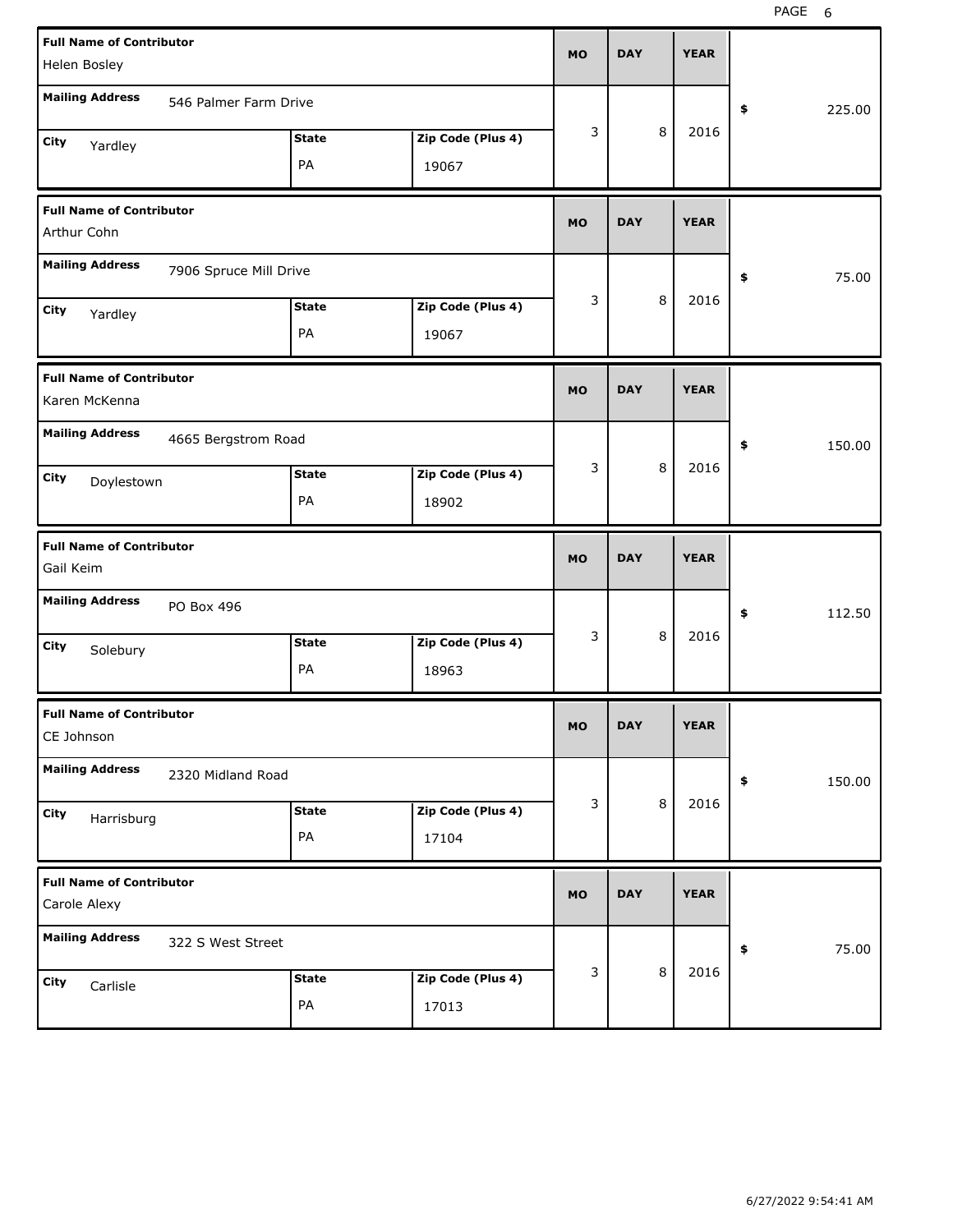| Full Name of Contributor | Mailing Address | City | State | Zip Code (Plus 4) | MO | DAY | YEAR | $ |
|---|---|---|---|---|---|---|---|---|
| Helen Bosley | 546 Palmer Farm Drive | Yardley | PA | 19067 | 3 | 8 | 2016 | 225.00 |
| Arthur Cohn | 7906 Spruce Mill Drive | Yardley | PA | 19067 | 3 | 8 | 2016 | 75.00 |
| Karen McKenna | 4665 Bergstrom Road | Doylestown | PA | 18902 | 3 | 8 | 2016 | 150.00 |
| Gail Keim | PO Box 496 | Solebury | PA | 18963 | 3 | 8 | 2016 | 112.50 |
| CE Johnson | 2320 Midland Road | Harrisburg | PA | 17104 | 3 | 8 | 2016 | 150.00 |
| Carole Alexy | 322 S West Street | Carlisle | PA | 17013 | 3 | 8 | 2016 | 75.00 |

6/27/2022 9:54:41 AM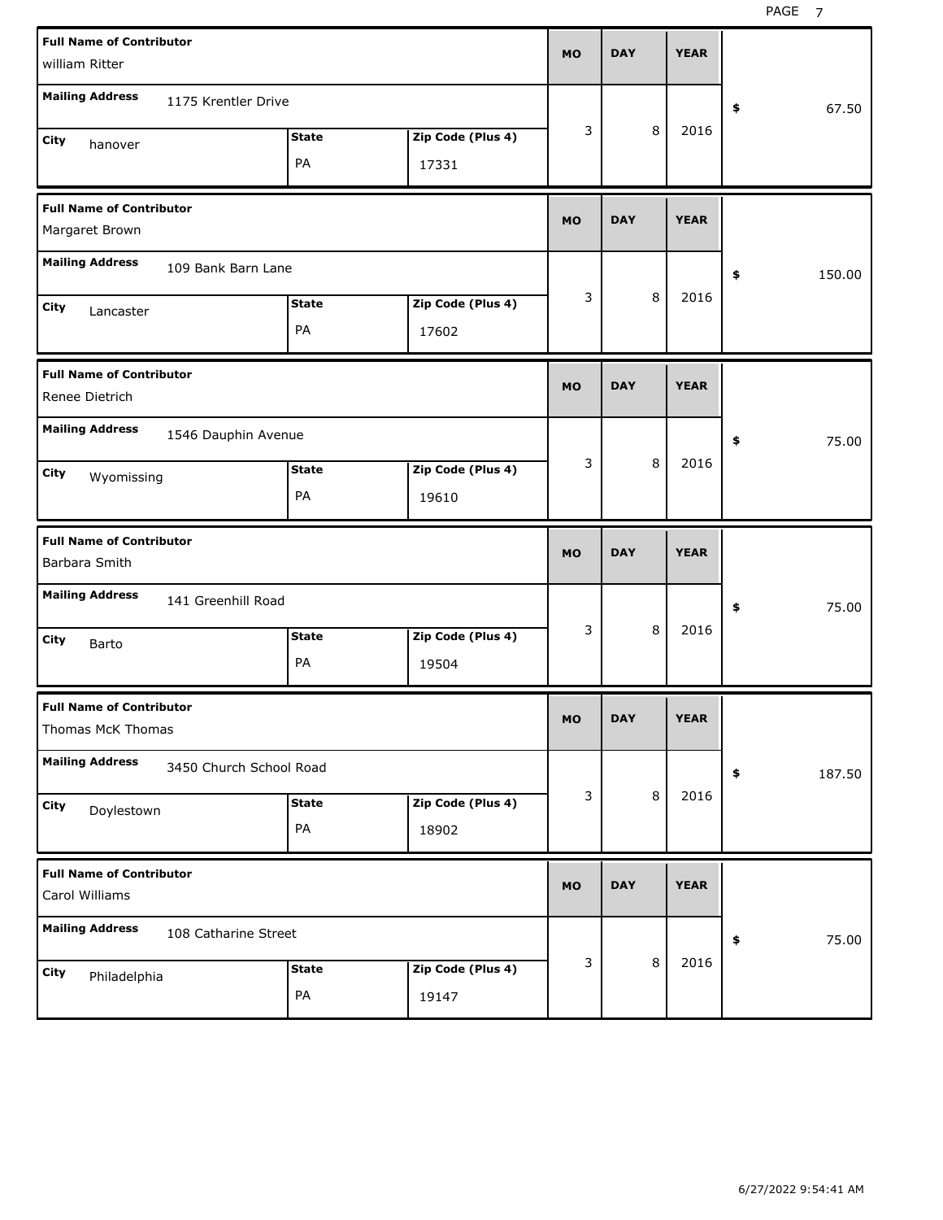| Full Name of Contributor | Mailing Address | City | State | Zip Code (Plus 4) | MO | DAY | YEAR | $ |
|---|---|---|---|---|---|---|---|---|
| william Ritter | 1175 Krentler Drive | hanover | PA | 17331 | 3 | 8 | 2016 | 67.50 |
| Margaret Brown | 109 Bank Barn Lane | Lancaster | PA | 17602 | 3 | 8 | 2016 | 150.00 |
| Renee Dietrich | 1546 Dauphin Avenue | Wyomissing | PA | 19610 | 3 | 8 | 2016 | 75.00 |
| Barbara Smith | 141 Greenhill Road | Barto | PA | 19504 | 3 | 8 | 2016 | 75.00 |
| Thomas McK Thomas | 3450 Church School Road | Doylestown | PA | 18902 | 3 | 8 | 2016 | 187.50 |
| Carol Williams | 108 Catharine Street | Philadelphia | PA | 19147 | 3 | 8 | 2016 | 75.00 |

6/27/2022 9:54:41 AM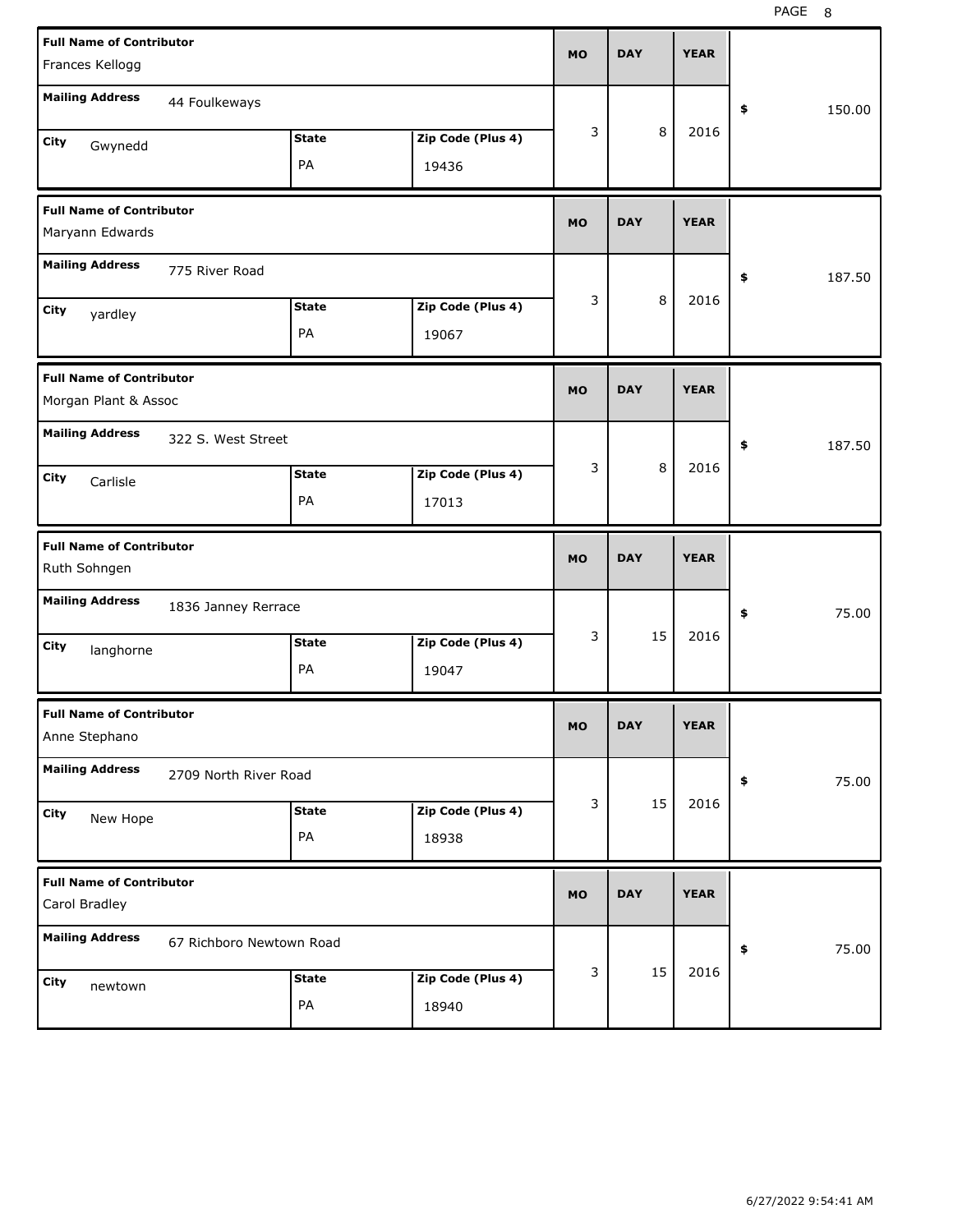| Full Name of Contributor | Mailing Address | City | State | Zip Code (Plus 4) | MO | DAY | YEAR | $ |
|---|---|---|---|---|---|---|---|---|
| Frances Kellogg | 44 Foulkeways | Gwynedd | PA | 19436 | 3 | 8 | 2016 | 150.00 |
| Maryann Edwards | 775 River Road | yardley | PA | 19067 | 3 | 8 | 2016 | 187.50 |
| Morgan Plant & Assoc | 322 S. West Street | Carlisle | PA | 17013 | 3 | 8 | 2016 | 187.50 |
| Ruth Sohngen | 1836 Janney Rerrace | langhorne | PA | 19047 | 3 | 15 | 2016 | 75.00 |
| Anne Stephano | 2709 North River Road | New Hope | PA | 18938 | 3 | 15 | 2016 | 75.00 |
| Carol Bradley | 67 Richboro Newtown Road | newtown | PA | 18940 | 3 | 15 | 2016 | 75.00 |

6/27/2022 9:54:41 AM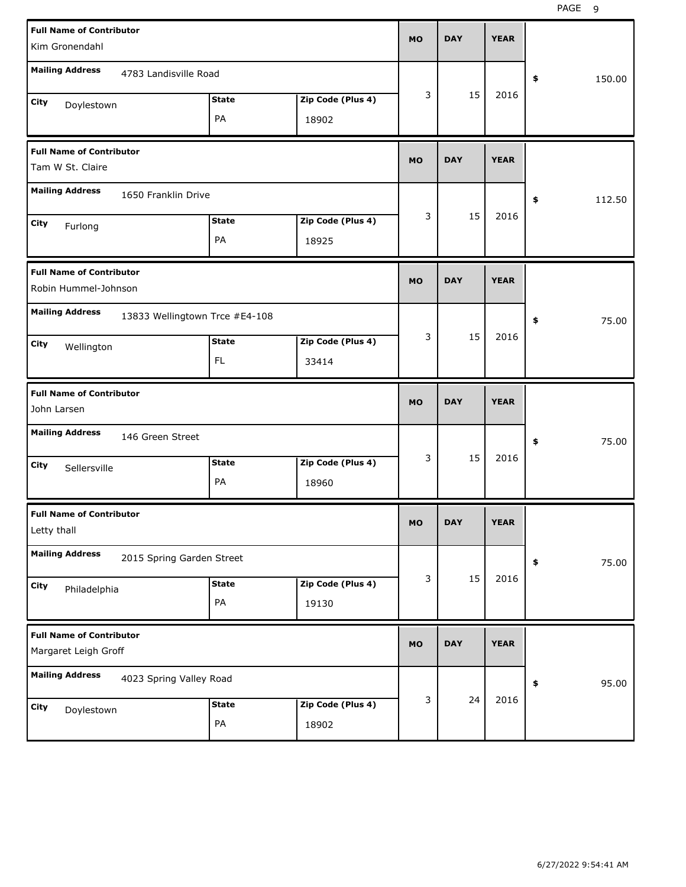| Full Name of Contributor | Mailing Address | City | State | Zip Code (Plus 4) | MO | DAY | YEAR | $ |
|---|---|---|---|---|---|---|---|---|
| Kim Gronendahl | 4783 Landisville Road | Doylestown | PA | 18902 | 3 | 15 | 2016 | 150.00 |
| Tam W St. Claire | 1650 Franklin Drive | Furlong | PA | 18925 | 3 | 15 | 2016 | 112.50 |
| Robin Hummel-Johnson | 13833 Wellingtown Trce #E4-108 | Wellington | FL | 33414 | 3 | 15 | 2016 | 75.00 |
| John Larsen | 146 Green Street | Sellersville | PA | 18960 | 3 | 15 | 2016 | 75.00 |
| Letty thall | 2015 Spring Garden Street | Philadelphia | PA | 19130 | 3 | 15 | 2016 | 75.00 |
| Margaret Leigh Groff | 4023 Spring Valley Road | Doylestown | PA | 18902 | 3 | 24 | 2016 | 95.00 |

6/27/2022 9:54:41 AM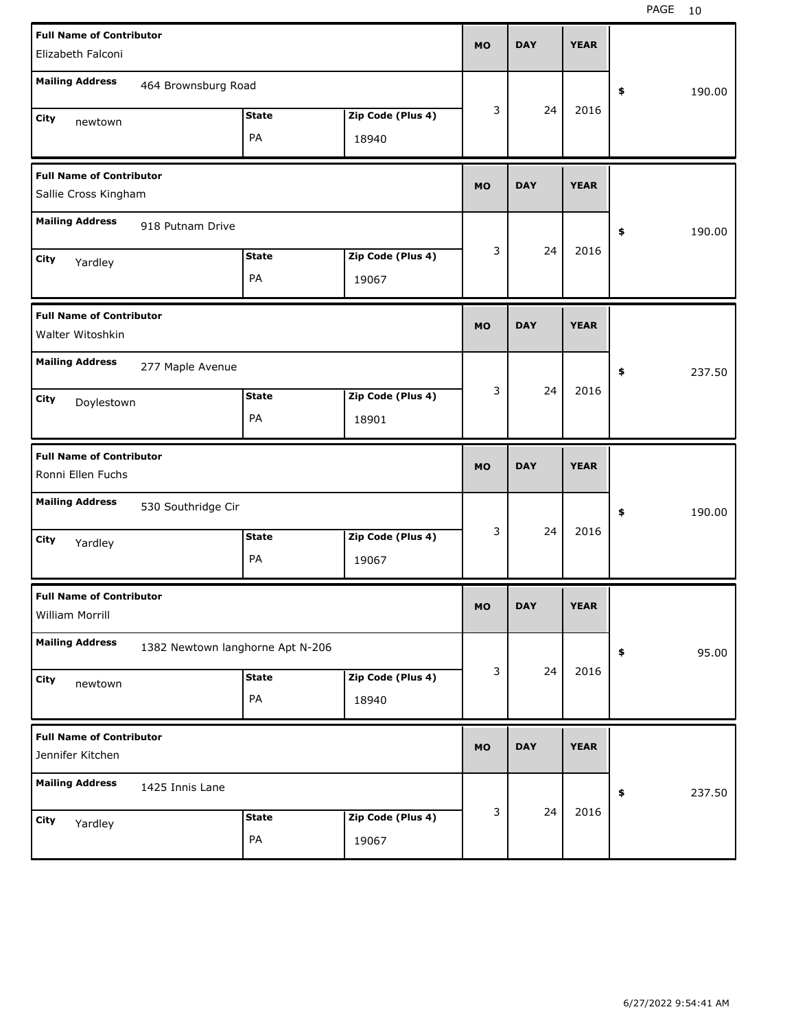| Full Name of Contributor | Mailing Address | City | State | Zip Code (Plus 4) | MO | DAY | YEAR | $ |
|---|---|---|---|---|---|---|---|---|
| Elizabeth Falconi | 464 Brownsburg Road | newtown | PA | 18940 | 3 | 24 | 2016 | 190.00 |
| Sallie Cross Kingham | 918 Putnam Drive | Yardley | PA | 19067 | 3 | 24 | 2016 | 190.00 |
| Walter Witoshkin | 277 Maple Avenue | Doylestown | PA | 18901 | 3 | 24 | 2016 | 237.50 |
| Ronni Ellen Fuchs | 530 Southridge Cir | Yardley | PA | 19067 | 3 | 24 | 2016 | 190.00 |
| William Morrill | 1382 Newtown langhorne Apt N-206 | newtown | PA | 18940 | 3 | 24 | 2016 | 95.00 |
| Jennifer Kitchen | 1425 Innis Lane | Yardley | PA | 19067 | 3 | 24 | 2016 | 237.50 |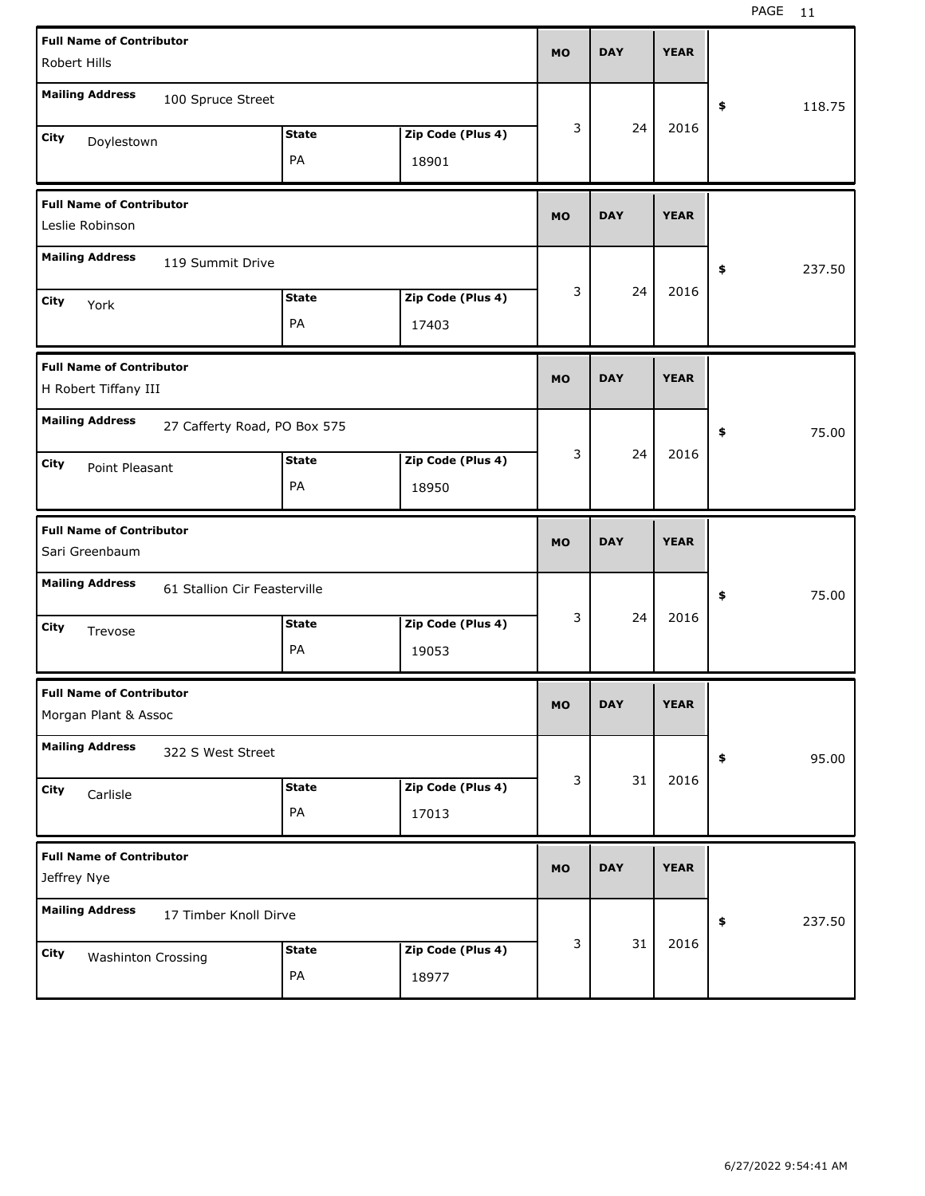| Full Name of Contributor | Mailing Address | City | State | Zip Code (Plus 4) | MO | DAY | YEAR | $ |
| --- | --- | --- | --- | --- | --- | --- | --- | --- |
| Robert Hills | 100 Spruce Street | Doylestown | PA | 18901 | 3 | 24 | 2016 | 118.75 |
| Leslie Robinson | 119 Summit Drive | York | PA | 17403 | 3 | 24 | 2016 | 237.50 |
| H Robert Tiffany III | 27 Cafferty Road, PO Box 575 | Point Pleasant | PA | 18950 | 3 | 24 | 2016 | 75.00 |
| Sari Greenbaum | 61 Stallion Cir Feasterville | Trevose | PA | 19053 | 3 | 24 | 2016 | 75.00 |
| Morgan Plant & Assoc | 322 S West Street | Carlisle | PA | 17013 | 3 | 31 | 2016 | 95.00 |
| Jeffrey Nye | 17 Timber Knoll Dirve | Washinton Crossing | PA | 18977 | 3 | 31 | 2016 | 237.50 |

6/27/2022 9:54:41 AM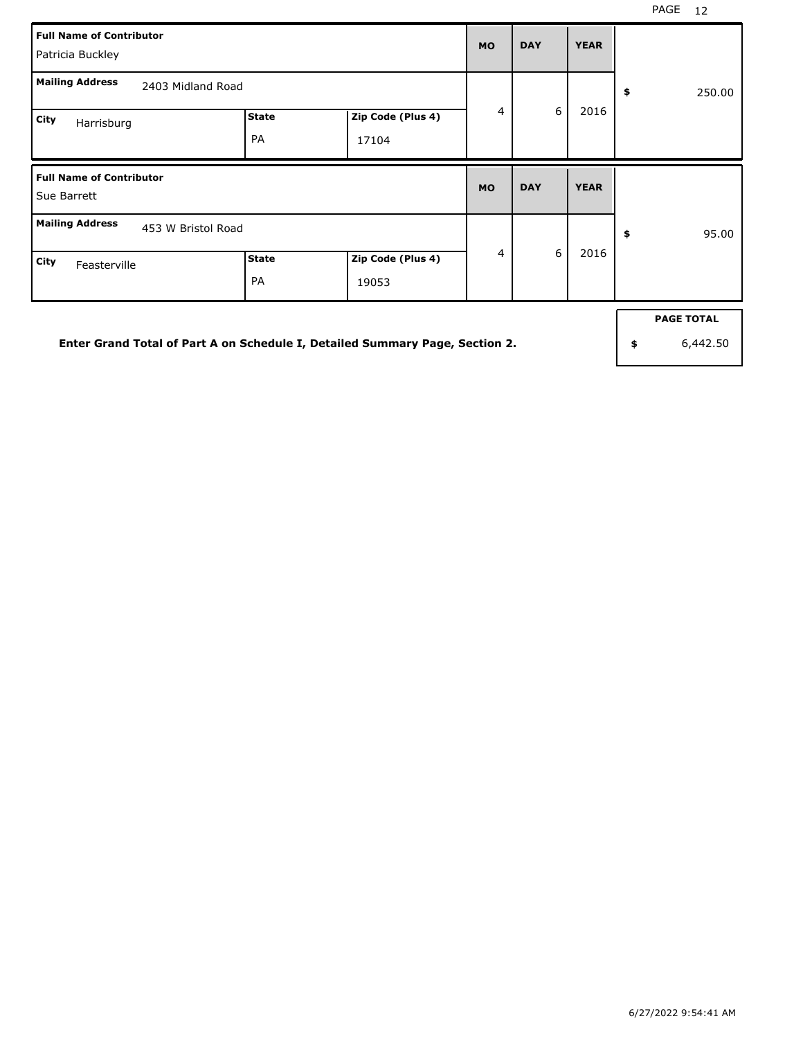| Full Name of Contributor | Mailing Address | City | State | Zip Code (Plus 4) | MO | DAY | YEAR | $ |
|---|---|---|---|---|---|---|---|---|
| Patricia Buckley | 2403 Midland Road | Harrisburg | PA | 17104 | 4 | 6 | 2016 | 250.00 |
| Sue Barrett | 453 W Bristol Road | Feasterville | PA | 19053 | 4 | 6 | 2016 | 95.00 |

**Enter Grand Total of Part A on Schedule I, Detailed Summary Page, Section 2.**

| PAGE TOTAL |
|---|
| $ 6,442.50 |

6/27/2022 9:54:41 AM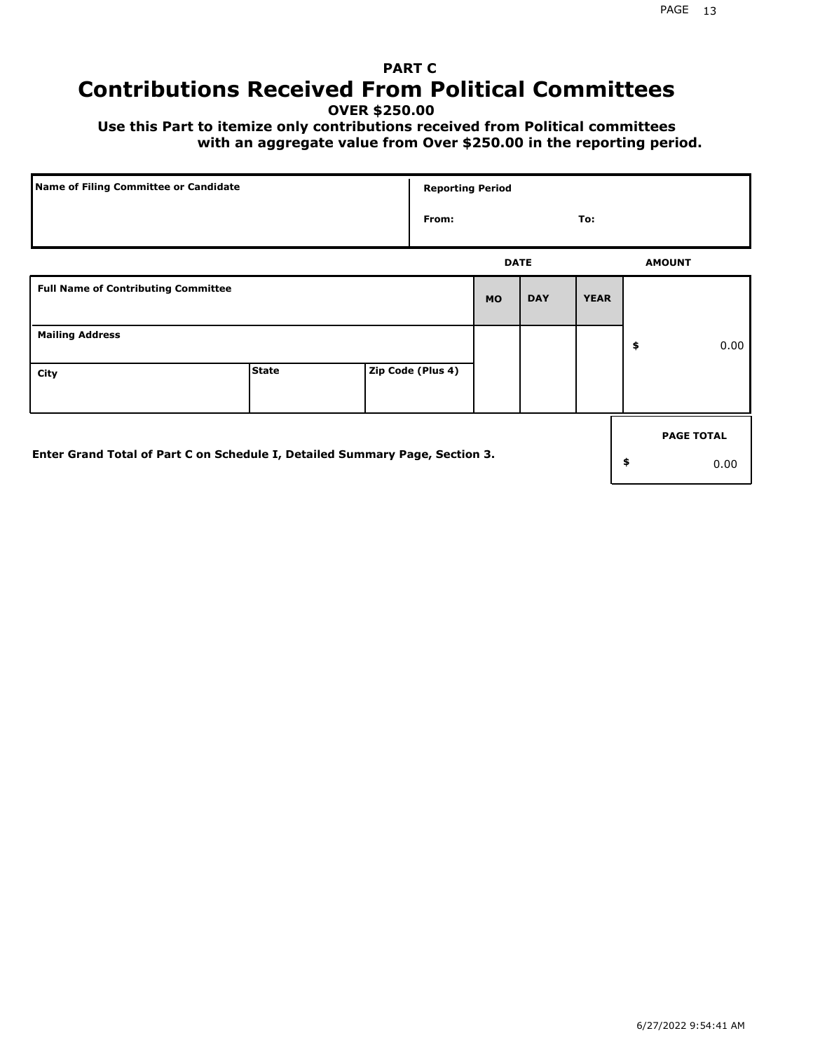## PART C

# Contributions Received From Political Committees

**OVER $250.00**

**Use this Part to itemize only contributions received from Political committees with an aggregate value from Over $250.00 in the reporting period.**

| Name of Filing Committee or Candidate | Reporting Period | |
|---|---|---|
| | From: | To: |

| Full Name of Contributing Committee | | | DATE MO | DATE DAY | DATE YEAR | AMOUNT |
|---|---|---|---|---|---|---|
| Mailing Address | | | | | | $ 0.00 |
| City | State | Zip Code (Plus 4) | | | | |

**Enter Grand Total of Part C on Schedule I, Detailed Summary Page, Section 3.**

| PAGE TOTAL |
|---|
| $ 0.00 |

6/27/2022 9:54:41 AM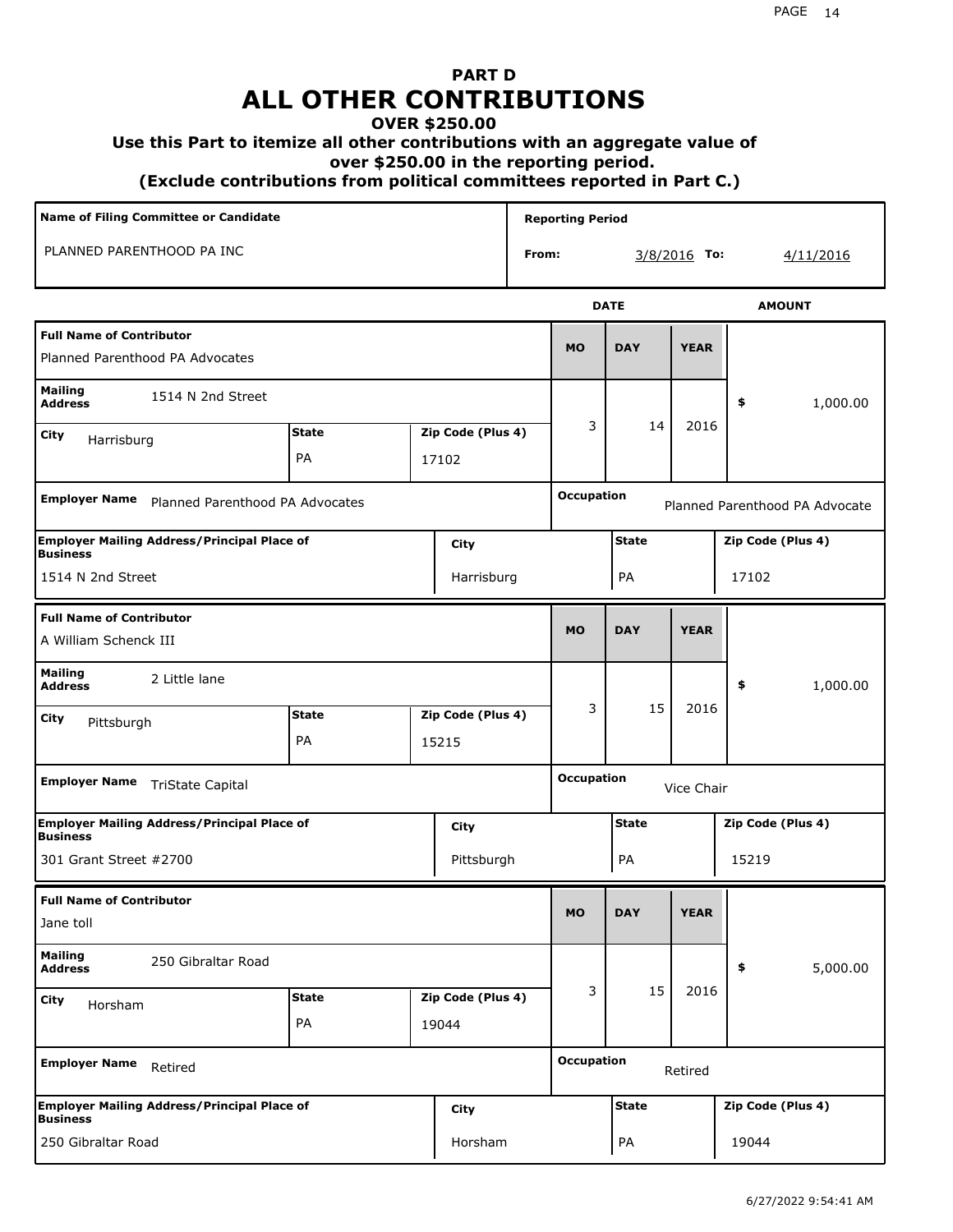# PART D
# ALL OTHER CONTRIBUTIONS
### OVER $250.00
### Use this Part to itemize all other contributions with an aggregate value of over $250.00 in the reporting period.
### (Exclude contributions from political committees reported in Part C.)

| Name of Filing Committee or Candidate | Reporting Period |
|---|---|
| PLANNED PARENTHOOD PA INC | From: 3/8/2016 To: 4/11/2016 |

| Full Name of Contributor | Mailing Address | City | State | Zip Code (Plus 4) | MO | DAY | YEAR | AMOUNT | Employer Name | Occupation | Employer Mailing Address/Principal Place of Business | City | State | Zip Code (Plus 4) |
|---|---|---|---|---|---|---|---|---|---|---|---|---|---|---|
| Planned Parenthood PA Advocates | 1514 N 2nd Street | Harrisburg | PA | 17102 | 3 | 14 | 2016 | $ 1,000.00 | Planned Parenthood PA Advocates | Planned Parenthood PA Advocate | 1514 N 2nd Street | Harrisburg | PA | 17102 |
| A William Schenck III | 2 Little lane | Pittsburgh | PA | 15215 | 3 | 15 | 2016 | $ 1,000.00 | TriState Capital | Vice Chair | 301 Grant Street #2700 | Pittsburgh | PA | 15219 |
| Jane toll | 250 Gibraltar Road | Horsham | PA | 19044 | 3 | 15 | 2016 | $ 5,000.00 | Retired | Retired | 250 Gibraltar Road | Horsham | PA | 19044 |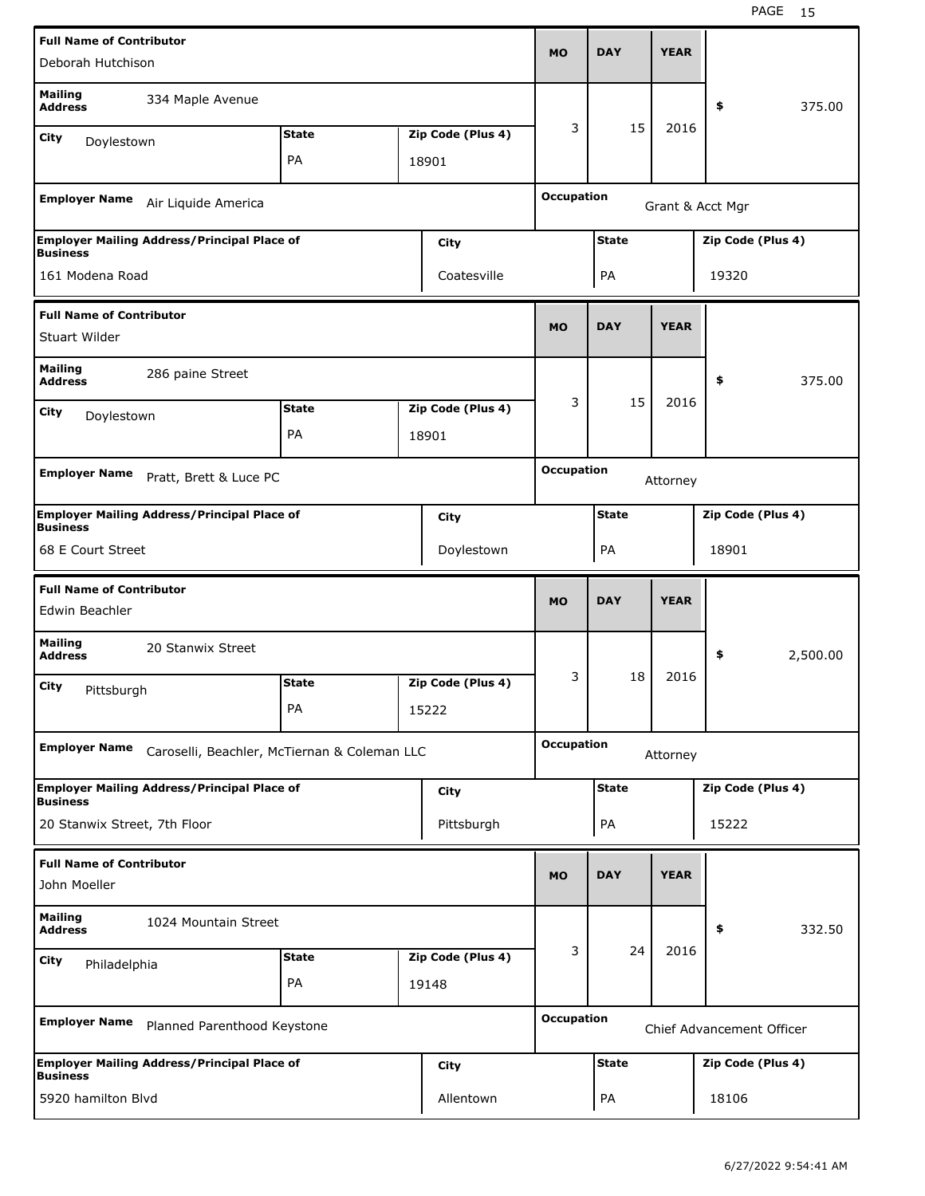| Full Name of Contributor | | | MO | DAY | YEAR | |
|---|---|---|---|---|---|---|
| Deborah Hutchison | | | 3 | 15 | 2016 | $ 375.00 |
| Mailing Address: 334 Maple Avenue | | | | | | |
| City: Doylestown | State: PA | Zip Code (Plus 4): 18901 | | | | |
| Employer Name: Air Liquide America | | | Occupation: Grant & Acct Mgr | | | |
| Employer Mailing Address/Principal Place of Business: 161 Modena Road | City: Coatesville | | State: PA | | Zip Code (Plus 4): 19320 | |

| Full Name of Contributor | | | MO | DAY | YEAR | |
|---|---|---|---|---|---|---|
| Stuart Wilder | | | 3 | 15 | 2016 | $ 375.00 |
| Mailing Address: 286 paine Street | | | | | | |
| City: Doylestown | State: PA | Zip Code (Plus 4): 18901 | | | | |
| Employer Name: Pratt, Brett & Luce PC | | | Occupation: Attorney | | | |
| Employer Mailing Address/Principal Place of Business: 68 E Court Street | City: Doylestown | | State: PA | | Zip Code (Plus 4): 18901 | |

| Full Name of Contributor | | | MO | DAY | YEAR | |
|---|---|---|---|---|---|---|
| Edwin Beachler | | | 3 | 18 | 2016 | $ 2,500.00 |
| Mailing Address: 20 Stanwix Street | | | | | | |
| City: Pittsburgh | State: PA | Zip Code (Plus 4): 15222 | | | | |
| Employer Name: Caroselli, Beachler, McTiernan & Coleman LLC | | | Occupation: Attorney | | | |
| Employer Mailing Address/Principal Place of Business: 20 Stanwix Street, 7th Floor | City: Pittsburgh | | State: PA | | Zip Code (Plus 4): 15222 | |

| Full Name of Contributor | | | MO | DAY | YEAR | |
|---|---|---|---|---|---|---|
| John Moeller | | | 3 | 24 | 2016 | $ 332.50 |
| Mailing Address: 1024 Mountain Street | | | | | | |
| City: Philadelphia | State: PA | Zip Code (Plus 4): 19148 | | | | |
| Employer Name: Planned Parenthood Keystone | | | Occupation: Chief Advancement Officer | | | |
| Employer Mailing Address/Principal Place of Business: 5920 hamilton Blvd | City: Allentown | | State: PA | | Zip Code (Plus 4): 18106 | |

6/27/2022 9:54:41 AM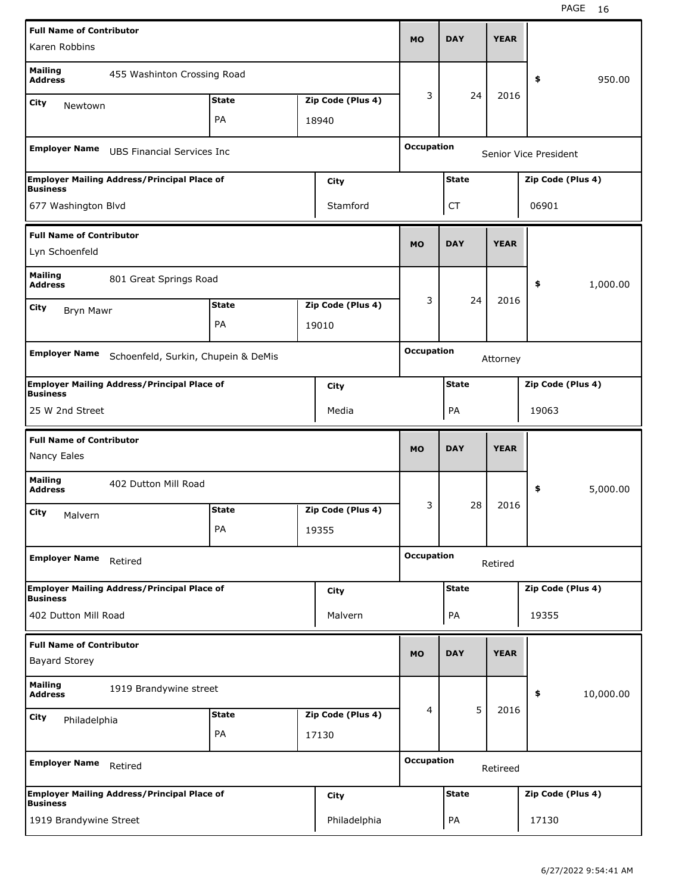| Full Name of Contributor | | | MO | DAY | YEAR | |
|---|---|---|---|---|---|---|
| Karen Robbins | | | | | | |
| Mailing Address | 455 Washinton Crossing Road | | 3 | 24 | 2016 | $ 950.00 |
| City: Newtown | State: PA | Zip Code (Plus 4): 18940 | | | | |
| Employer Name: UBS Financial Services Inc | | | Occupation: Senior Vice President | | | |
| Employer Mailing Address/Principal Place of Business: 677 Washington Blvd | City: Stamford | | State: CT | | Zip Code (Plus 4): 06901 | |

| Full Name of Contributor | | | MO | DAY | YEAR | |
|---|---|---|---|---|---|---|
| Lyn Schoenfeld | | | | | | |
| Mailing Address | 801 Great Springs Road | | 3 | 24 | 2016 | $ 1,000.00 |
| City: Bryn Mawr | State: PA | Zip Code (Plus 4): 19010 | | | | |
| Employer Name: Schoenfeld, Surkin, Chupein & DeMis | | | Occupation: Attorney | | | |
| Employer Mailing Address/Principal Place of Business: 25 W 2nd Street | City: Media | | State: PA | | Zip Code (Plus 4): 19063 | |

| Full Name of Contributor | | | MO | DAY | YEAR | |
|---|---|---|---|---|---|---|
| Nancy Eales | | | | | | |
| Mailing Address | 402 Dutton Mill Road | | 3 | 28 | 2016 | $ 5,000.00 |
| City: Malvern | State: PA | Zip Code (Plus 4): 19355 | | | | |
| Employer Name: Retired | | | Occupation: Retired | | | |
| Employer Mailing Address/Principal Place of Business: 402 Dutton Mill Road | City: Malvern | | State: PA | | Zip Code (Plus 4): 19355 | |

| Full Name of Contributor | | | MO | DAY | YEAR | |
|---|---|---|---|---|---|---|
| Bayard Storey | | | | | | |
| Mailing Address | 1919 Brandywine street | | 4 | 5 | 2016 | $ 10,000.00 |
| City: Philadelphia | State: PA | Zip Code (Plus 4): 17130 | | | | |
| Employer Name: Retired | | | Occupation: Retireed | | | |
| Employer Mailing Address/Principal Place of Business: 1919 Brandywine Street | City: Philadelphia | | State: PA | | Zip Code (Plus 4): 17130 | |

6/27/2022 9:54:41 AM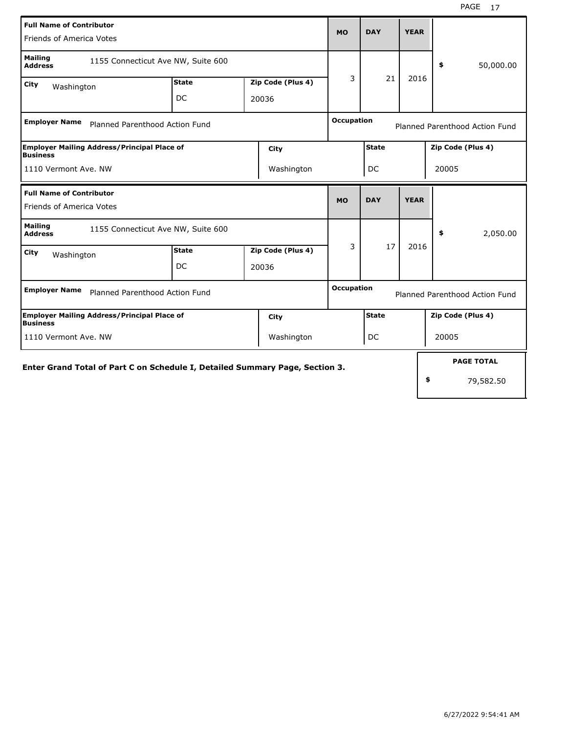| Full Name of Contributor | | | MO | DAY | YEAR | |
|---|---|---|---|---|---|---|
| Friends of America Votes | | | | | | |
| Mailing Address: 1155 Connecticut Ave NW, Suite 600 | | | 3 | 21 | 2016 | $ 50,000.00 |
| City: Washington | State: DC | Zip Code (Plus 4): 20036 | | | | |
| Employer Name: Planned Parenthood Action Fund | | | Occupation: Planned Parenthood Action Fund | | | |
| Employer Mailing Address/Principal Place of Business: 1110 Vermont Ave. NW | | City: Washington | State: DC | | Zip Code (Plus 4): 20005 | |

| Full Name of Contributor | | | MO | DAY | YEAR | |
|---|---|---|---|---|---|---|
| Friends of America Votes | | | | | | |
| Mailing Address: 1155 Connecticut Ave NW, Suite 600 | | | 3 | 17 | 2016 | $ 2,050.00 |
| City: Washington | State: DC | Zip Code (Plus 4): 20036 | | | | |
| Employer Name: Planned Parenthood Action Fund | | | Occupation: Planned Parenthood Action Fund | | | |
| Employer Mailing Address/Principal Place of Business: 1110 Vermont Ave. NW | | City: Washington | State: DC | | Zip Code (Plus 4): 20005 | |

**Enter Grand Total of Part C on Schedule I, Detailed Summary Page, Section 3.**

| PAGE TOTAL |
|---|
| $ 79,582.50 |

6/27/2022 9:54:41 AM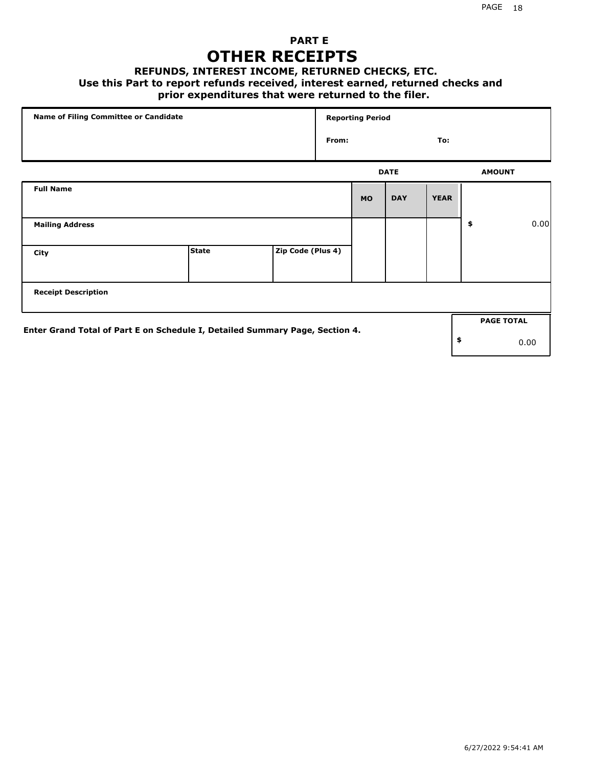## PART E

# OTHER RECEIPTS

### REFUNDS, INTEREST INCOME, RETURNED CHECKS, ETC.

**Use this Part to report refunds received, interest earned, returned checks and prior expenditures that were returned to the filer.**

| Name of Filing Committee or Candidate | Reporting Period |
|---|---|
| | From: To: |

| Full Name | | | DATE | | | AMOUNT |
|---|---|---|---|---|---|---|
| | | | MO | DAY | YEAR | |
| Mailing Address | | | | | | $ 0.00 |
| City | State | Zip Code (Plus 4) | | | | |
| Receipt Description | | | | | | |

**Enter Grand Total of Part E on Schedule I, Detailed Summary Page, Section 4.**

| PAGE TOTAL |
|---|
| $ 0.00 |

6/27/2022 9:54:41 AM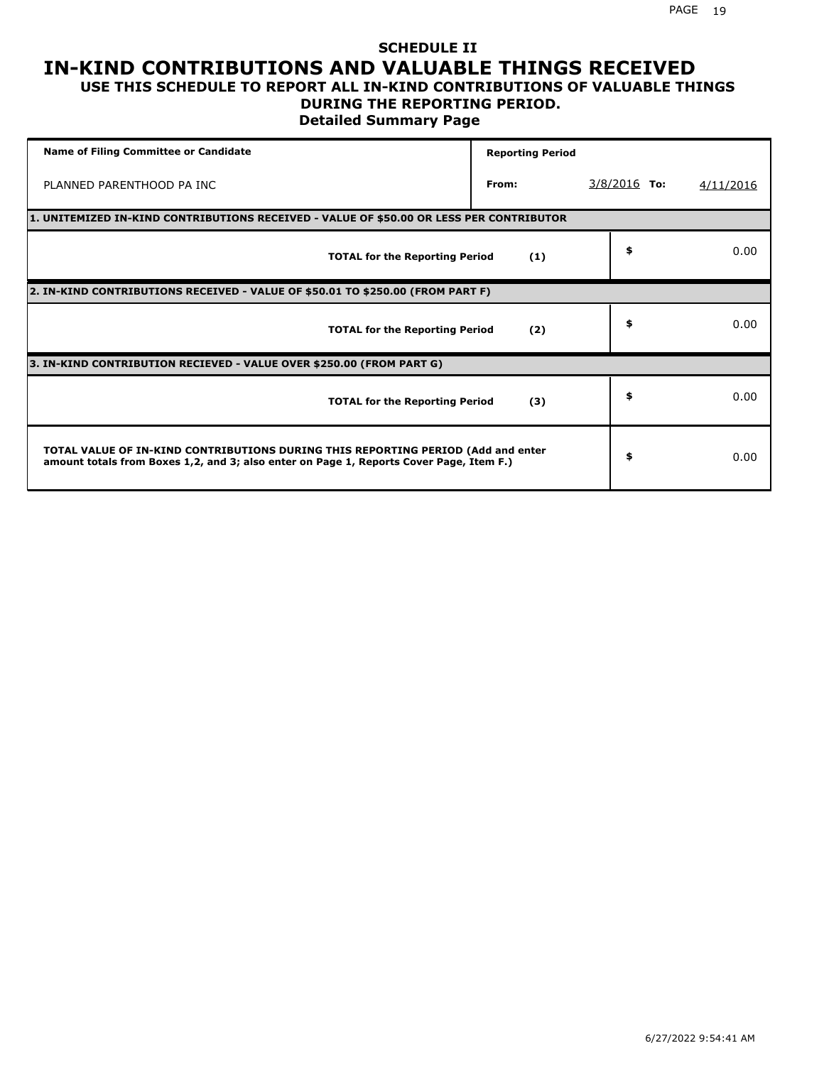# SCHEDULE II

# IN-KIND CONTRIBUTIONS AND VALUABLE THINGS RECEIVED

## USE THIS SCHEDULE TO REPORT ALL IN-KIND CONTRIBUTIONS OF VALUABLE THINGS DURING THE REPORTING PERIOD.

### Detailed Summary Page

| Name of Filing Committee or Candidate | Reporting Period | | |
|---|---|---|---|
| PLANNED PARENTHOOD PA INC | From: | 3/8/2016 To: | 4/11/2016 |

| | | | |
|---|---|---|---|
| **1. UNITEMIZED IN-KIND CONTRIBUTIONS RECEIVED - VALUE OF $50.00 OR LESS PER CONTRIBUTOR** | | | |
| **TOTAL for the Reporting Period** | **(1)** | **$** | 0.00 |
| **2. IN-KIND CONTRIBUTIONS RECEIVED - VALUE OF $50.01 TO $250.00 (FROM PART F)** | | | |
| **TOTAL for the Reporting Period** | **(2)** | **$** | 0.00 |
| **3. IN-KIND CONTRIBUTION RECIEVED - VALUE OVER $250.00 (FROM PART G)** | | | |
| **TOTAL for the Reporting Period** | **(3)** | **$** | 0.00 |
| **TOTAL VALUE OF IN-KIND CONTRIBUTIONS DURING THIS REPORTING PERIOD (Add and enter amount totals from Boxes 1,2, and 3; also enter on Page 1, Reports Cover Page, Item F.)** | | **$** | 0.00 |

6/27/2022 9:54:41 AM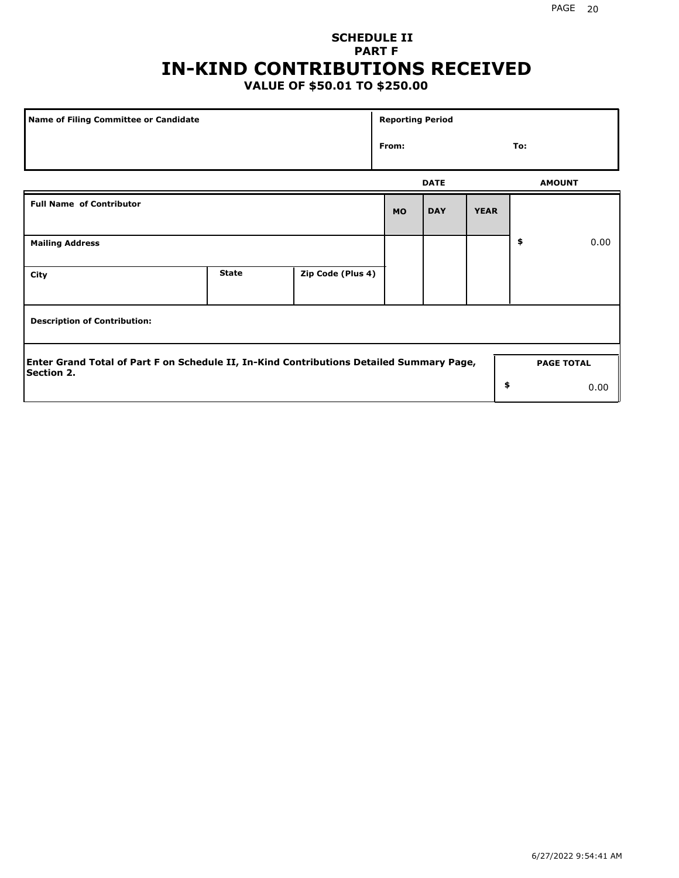# SCHEDULE II
## PART F
# IN-KIND CONTRIBUTIONS RECEIVED
### VALUE OF $50.01 TO $250.00

| Name of Filing Committee or Candidate | Reporting Period |
|---|---|
| | From: To: |

| Full Name of Contributor | | | DATE MO | DAY | YEAR | AMOUNT |
|---|---|---|---|---|---|---|
| Mailing Address | | | | | | $ 0.00 |
| City | State | Zip Code (Plus 4) | | | | |
| Description of Contribution: | | | | | | |

**Enter Grand Total of Part F on Schedule II, In-Kind Contributions Detailed Summary Page, Section 2.**

| PAGE TOTAL |
|---|
| $ 0.00 |

6/27/2022 9:54:41 AM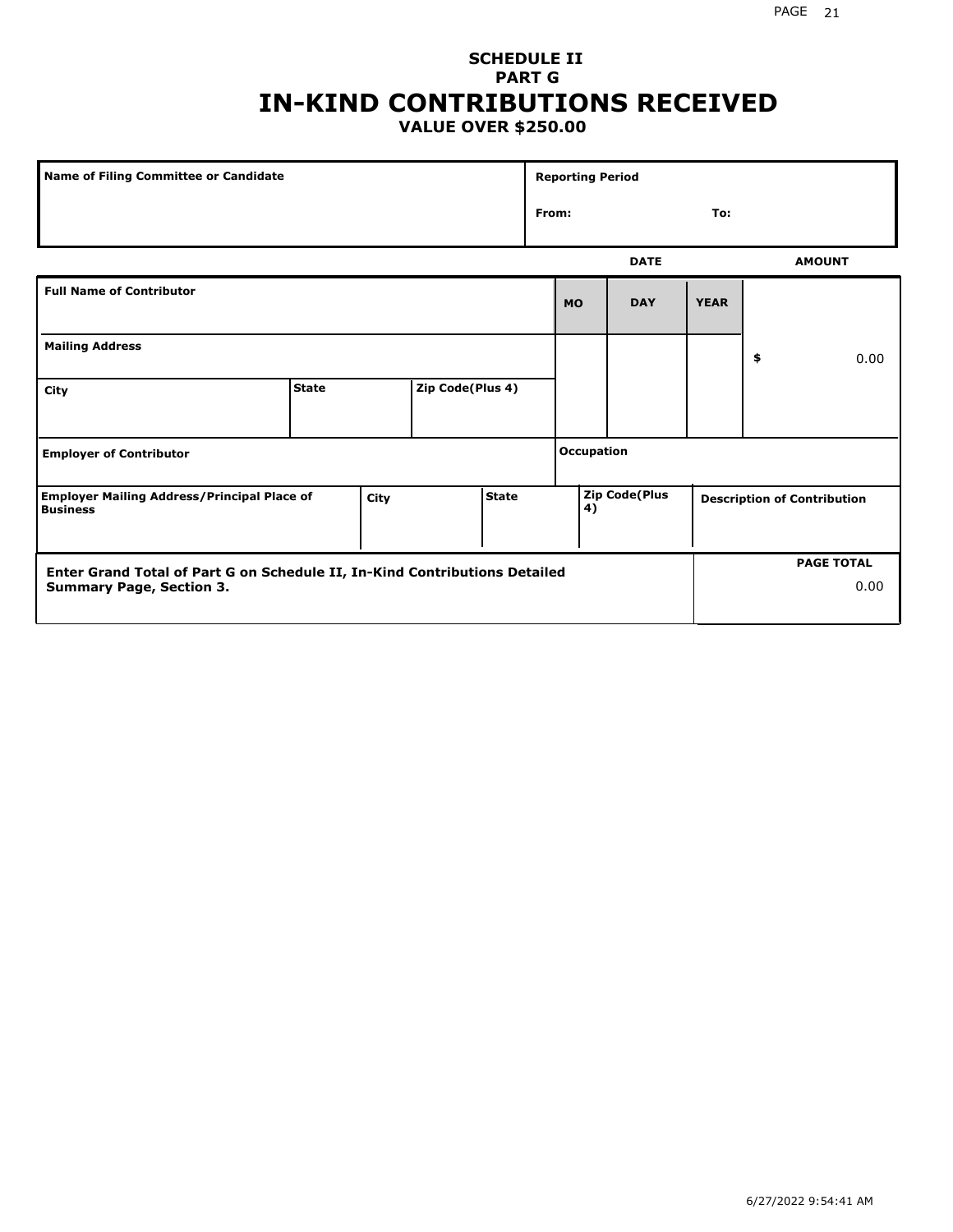# SCHEDULE II
## PART G
# IN-KIND CONTRIBUTIONS RECEIVED
### VALUE OVER $250.00

| Name of Filing Committee or Candidate | Reporting Period |
|---|---|
| | From: To: |

| Full Name of Contributor | | | DATE | | | AMOUNT |
|---|---|---|---|---|---|---|
| | | | MO | DAY | YEAR | |
| Mailing Address | | | | | | $ 0.00 |
| City | State | Zip Code(Plus 4) | | | | |
| Employer of Contributor | | | Occupation | | | |

| Employer Mailing Address/Principal Place of Business | City | State | Zip Code(Plus 4) | Description of Contribution |
|---|---|---|---|---|
| | | | | |

| Enter Grand Total of Part G on Schedule II, In-Kind Contributions Detailed Summary Page, Section 3. | PAGE TOTAL |
|---|---|
| | 0.00 |

6/27/2022 9:54:41 AM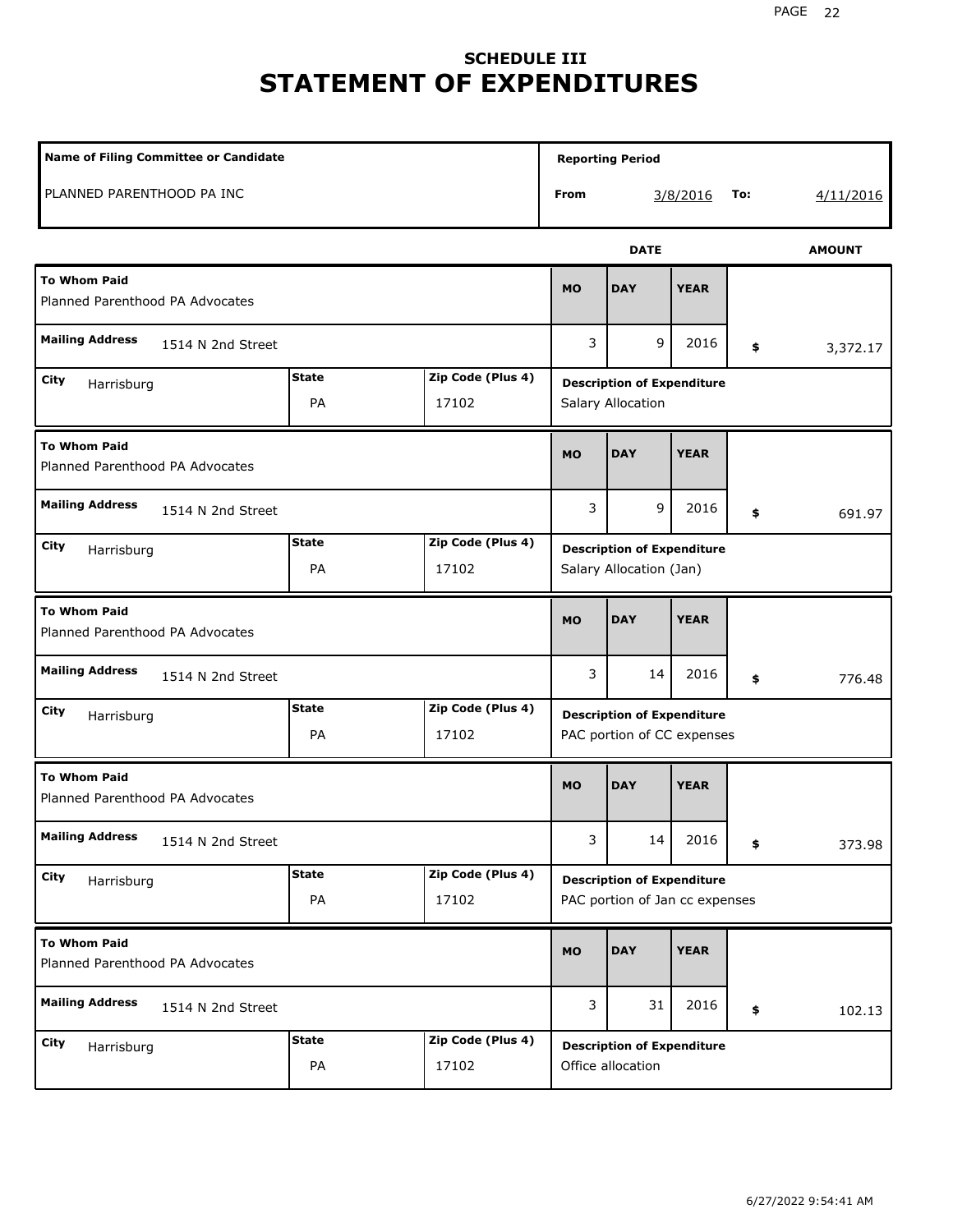# SCHEDULE III
# STATEMENT OF EXPENDITURES

| Name of Filing Committee or Candidate | Reporting Period | |
|---|---|---|
| PLANNED PARENTHOOD PA INC | From: 3/8/2016 | To: 4/11/2016 |

| To Whom Paid | Mailing Address | City | State | Zip Code (Plus 4) | MO | DAY | YEAR | AMOUNT | Description of Expenditure |
|---|---|---|---|---|---|---|---|---|---|
| Planned Parenthood PA Advocates | 1514 N 2nd Street | Harrisburg | PA | 17102 | 3 | 9 | 2016 | $ 3,372.17 | Salary Allocation |
| Planned Parenthood PA Advocates | 1514 N 2nd Street | Harrisburg | PA | 17102 | 3 | 9 | 2016 | $ 691.97 | Salary Allocation (Jan) |
| Planned Parenthood PA Advocates | 1514 N 2nd Street | Harrisburg | PA | 17102 | 3 | 14 | 2016 | $ 776.48 | PAC portion of CC expenses |
| Planned Parenthood PA Advocates | 1514 N 2nd Street | Harrisburg | PA | 17102 | 3 | 14 | 2016 | $ 373.98 | PAC portion of Jan cc expenses |
| Planned Parenthood PA Advocates | 1514 N 2nd Street | Harrisburg | PA | 17102 | 3 | 31 | 2016 | $ 102.13 | Office allocation |

6/27/2022 9:54:41 AM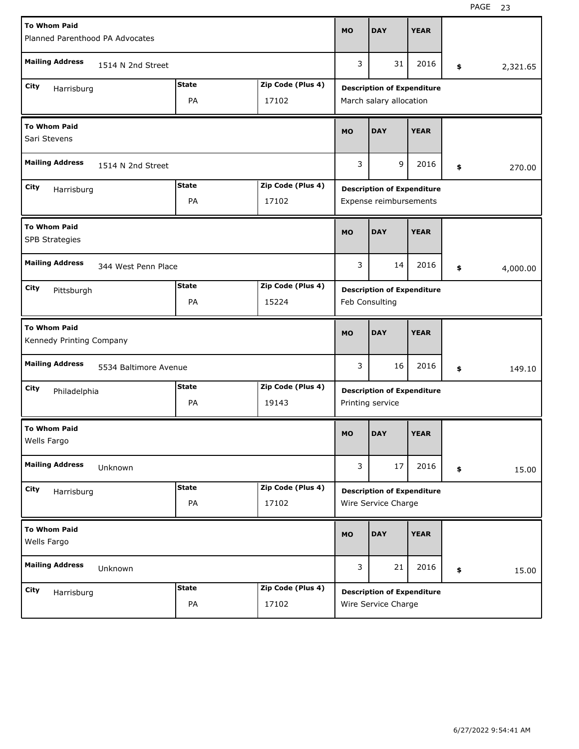| To Whom Paid | Mailing Address | City | State | Zip Code (Plus 4) | MO | DAY | YEAR | Amount | Description of Expenditure |
|---|---|---|---|---|---|---|---|---|---|
| Planned Parenthood PA Advocates | 1514 N 2nd Street | Harrisburg | PA | 17102 | 3 | 31 | 2016 | $ 2,321.65 | March salary allocation |
| Sari Stevens | 1514 N 2nd Street | Harrisburg | PA | 17102 | 3 | 9 | 2016 | $ 270.00 | Expense reimbursements |
| SPB Strategies | 344 West Penn Place | Pittsburgh | PA | 15224 | 3 | 14 | 2016 | $ 4,000.00 | Feb Consulting |
| Kennedy Printing Company | 5534 Baltimore Avenue | Philadelphia | PA | 19143 | 3 | 16 | 2016 | $ 149.10 | Printing service |
| Wells Fargo | Unknown | Harrisburg | PA | 17102 | 3 | 17 | 2016 | $ 15.00 | Wire Service Charge |
| Wells Fargo | Unknown | Harrisburg | PA | 17102 | 3 | 21 | 2016 | $ 15.00 | Wire Service Charge |

6/27/2022 9:54:41 AM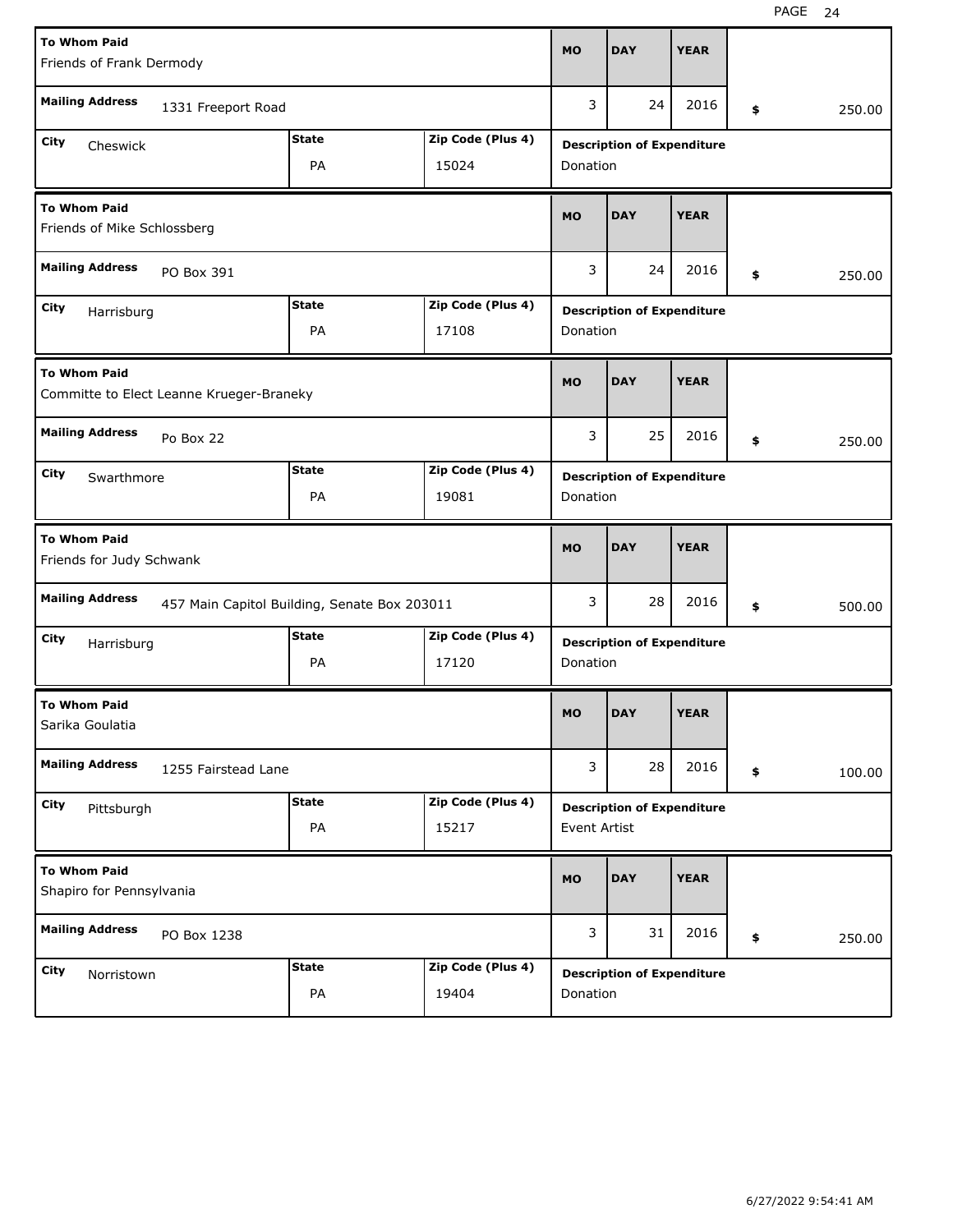| To Whom Paid | Mailing Address | City | State | Zip Code (Plus 4) | MO | DAY | YEAR | Amount | Description of Expenditure |
|---|---|---|---|---|---|---|---|---|---|
| Friends of Frank Dermody | 1331 Freeport Road | Cheswick | PA | 15024 | 3 | 24 | 2016 | $ 250.00 | Donation |
| Friends of Mike Schlossberg | PO Box 391 | Harrisburg | PA | 17108 | 3 | 24 | 2016 | $ 250.00 | Donation |
| Committe to Elect Leanne Krueger-Braneky | Po Box 22 | Swarthmore | PA | 19081 | 3 | 25 | 2016 | $ 250.00 | Donation |
| Friends for Judy Schwank | 457 Main Capitol Building, Senate Box 203011 | Harrisburg | PA | 17120 | 3 | 28 | 2016 | $ 500.00 | Donation |
| Sarika Goulatia | 1255 Fairstead Lane | Pittsburgh | PA | 15217 | 3 | 28 | 2016 | $ 100.00 | Event Artist |
| Shapiro for Pennsylvania | PO Box 1238 | Norristown | PA | 19404 | 3 | 31 | 2016 | $ 250.00 | Donation |

6/27/2022 9:54:41 AM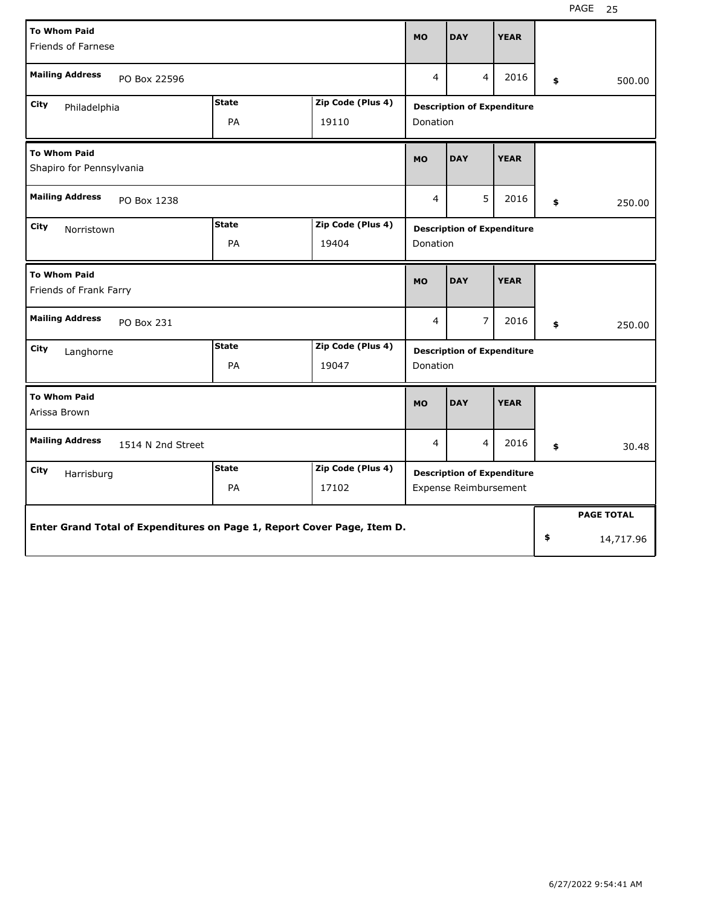| To Whom Paid | | | MO | DAY | YEAR | |
|---|---|---|---|---|---|---|
| Friends of Farnese | | | | | | |
| **Mailing Address** PO Box 22596 | | | 4 | 4 | 2016 | $ 500.00 |
| **City** Philadelphia | **State** PA | **Zip Code (Plus 4)** 19110 | **Description of Expenditure** Donation | | | |

| To Whom Paid | | | MO | DAY | YEAR | |
|---|---|---|---|---|---|---|
| Shapiro for Pennsylvania | | | | | | |
| **Mailing Address** PO Box 1238 | | | 4 | 5 | 2016 | $ 250.00 |
| **City** Norristown | **State** PA | **Zip Code (Plus 4)** 19404 | **Description of Expenditure** Donation | | | |

| To Whom Paid | | | MO | DAY | YEAR | |
|---|---|---|---|---|---|---|
| Friends of Frank Farry | | | | | | |
| **Mailing Address** PO Box 231 | | | 4 | 7 | 2016 | $ 250.00 |
| **City** Langhorne | **State** PA | **Zip Code (Plus 4)** 19047 | **Description of Expenditure** Donation | | | |

| To Whom Paid | | | MO | DAY | YEAR | |
|---|---|---|---|---|---|---|
| Arissa Brown | | | | | | |
| **Mailing Address** 1514 N 2nd Street | | | 4 | 4 | 2016 | $ 30.48 |
| **City** Harrisburg | **State** PA | **Zip Code (Plus 4)** 17102 | **Description of Expenditure** Expense Reimbursement | | | |

| | |
|---|---|
| **Enter Grand Total of Expenditures on Page 1, Report Cover Page, Item D.** | **PAGE TOTAL** $ 14,717.96 |

6/27/2022 9:54:41 AM